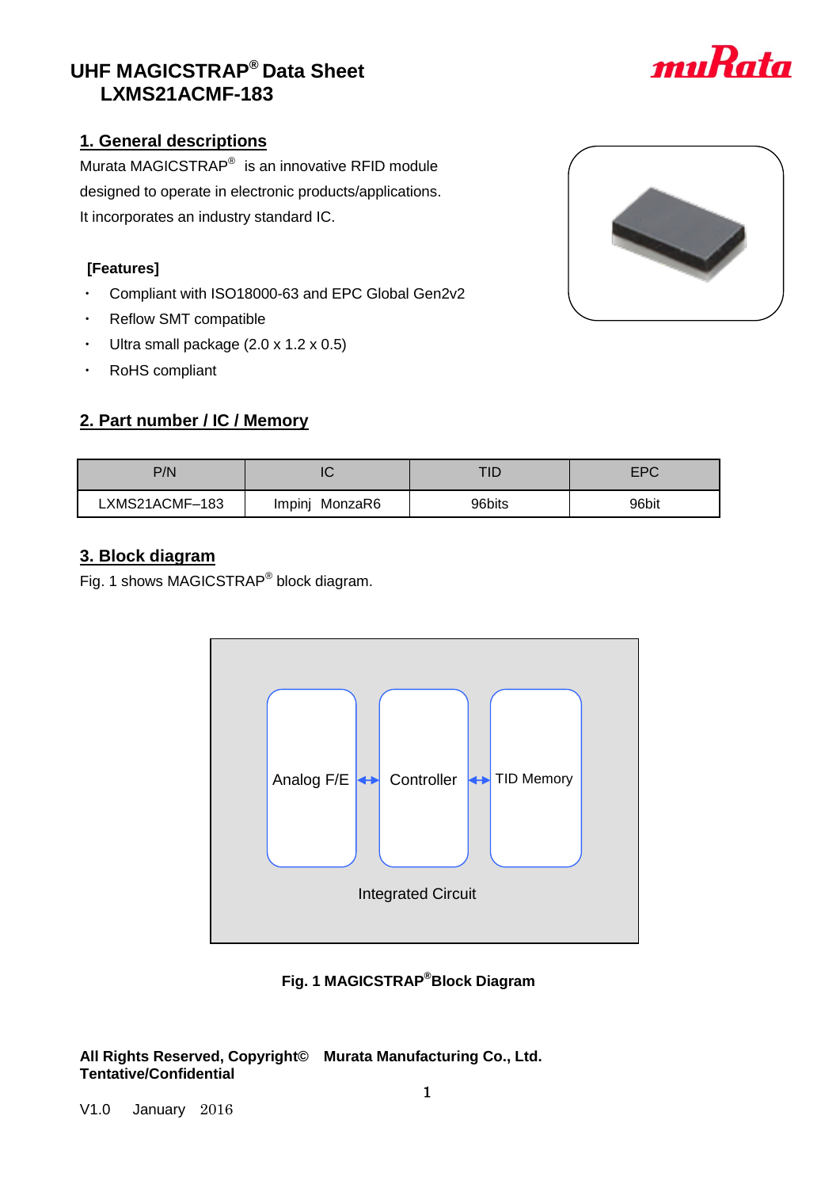# UHF MAGICSTRAP® Data Sheet
# LXMS21ACMF-183

## 1. General descriptions

Murata MAGICSTRAP® is an innovative RFID module designed to operate in electronic products/applications. It incorporates an industry standard IC.

**[Features]**

- Compliant with ISO18000-63 and EPC Global Gen2v2
- Reflow SMT compatible
- Ultra small package (2.0 x 1.2 x 0.5)
- RoHS compliant

## 2. Part number / IC / Memory

| P/N | IC | TID | EPC |
|---|---|---|---|
| LXMS21ACMF–183 | Impinj MonzaR6 | 96bits | 96bit |

## 3. Block diagram

Fig. 1 shows MAGICSTRAP® block diagram.

Analog F/E ↔ Controller ↔ TID Memory

Integrated Circuit

**Fig. 1 MAGICSTRAP® Block Diagram**

**All Rights Reserved, Copyright© Murata Manufacturing Co., Ltd.**
**Tentative/Confidential**

V1.0 January 2016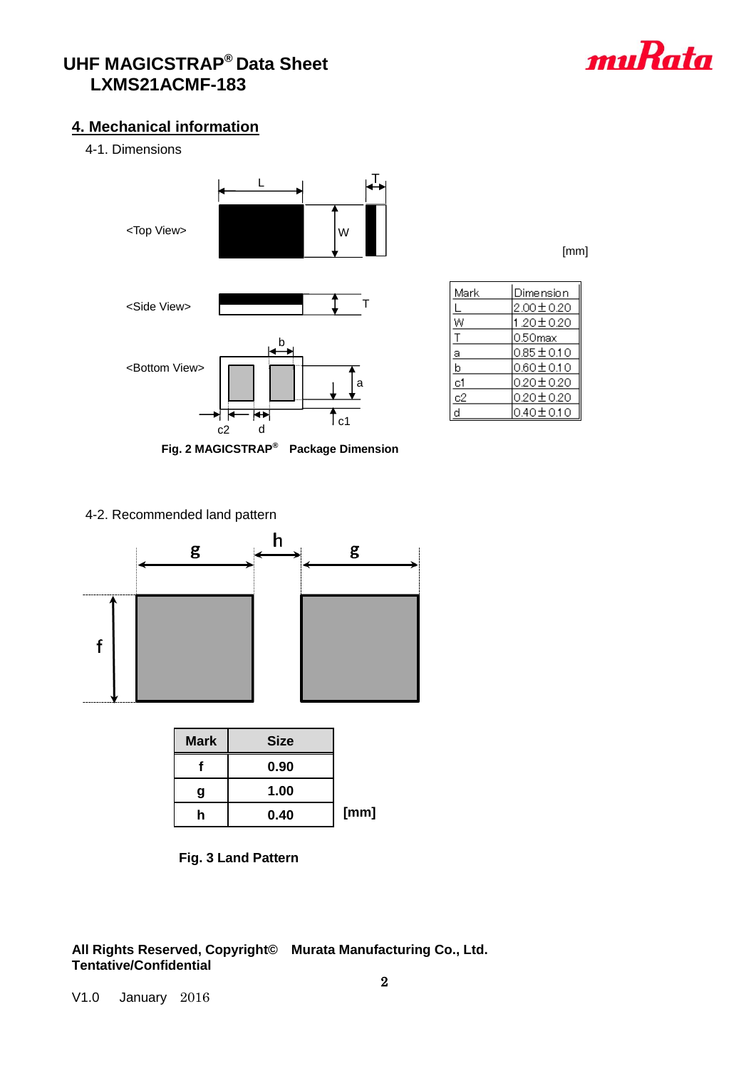## 4. Mechanical information

4-1. Dimensions

<Top View>

<Side View>

<Bottom View>

[mm]

| Mark | Dimension |
|---|---|
| L | 2.00±0.20 |
| W | 1.20±0.20 |
| T | 0.50max |
| a | 0.85±0.10 |
| b | 0.60±0.10 |
| c1 | 0.20±0.20 |
| c2 | 0.20±0.20 |
| d | 0.40±0.10 |

**Fig. 2 MAGICSTRAP® Package Dimension**

4-2. Recommended land pattern

| Mark | Size |
|---|---|
| f | 0.90 |
| g | 1.00 |
| h | 0.40 |

[mm]

**Fig. 3 Land Pattern**

**All Rights Reserved, Copyright© Murata Manufacturing Co., Ltd.**
**Tentative/Confidential**

V1.0 January 2016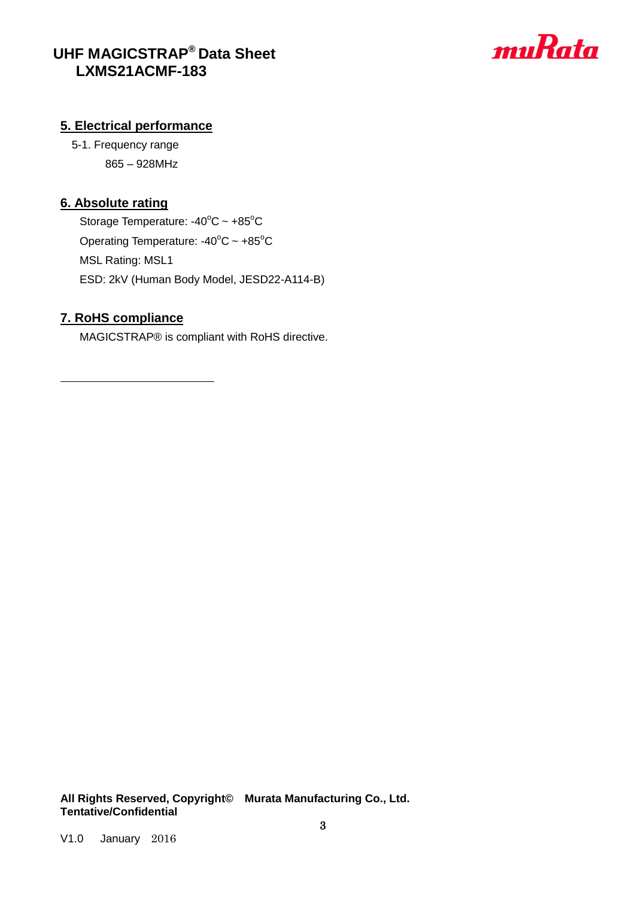## 5. Electrical performance

5-1. Frequency range

865 – 928MHz

## 6. Absolute rating

Storage Temperature: -40°C ~ +85°C

Operating Temperature: -40°C ~ +85°C

MSL Rating: MSL1

ESD: 2kV (Human Body Model, JESD22-A114-B)

## 7. RoHS compliance

MAGICSTRAP® is compliant with RoHS directive.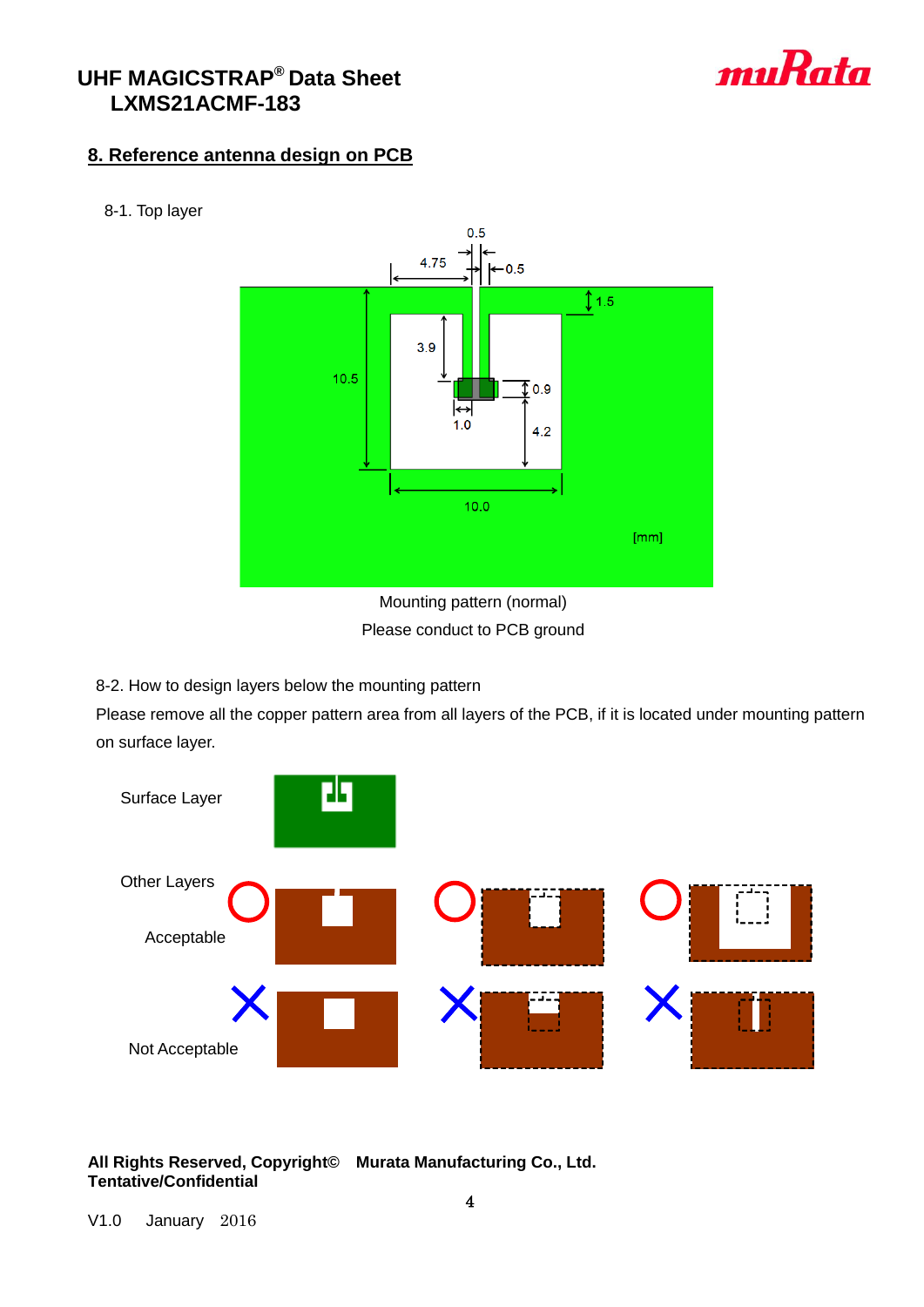## 8. Reference antenna design on PCB

8-1. Top layer

Mounting pattern (normal)

Please conduct to PCB ground

8-2. How to design layers below the mounting pattern

Please remove all the copper pattern area from all layers of the PCB, if it is located under mounting pattern on surface layer.

Surface Layer

Other Layers

Acceptable

Not Acceptable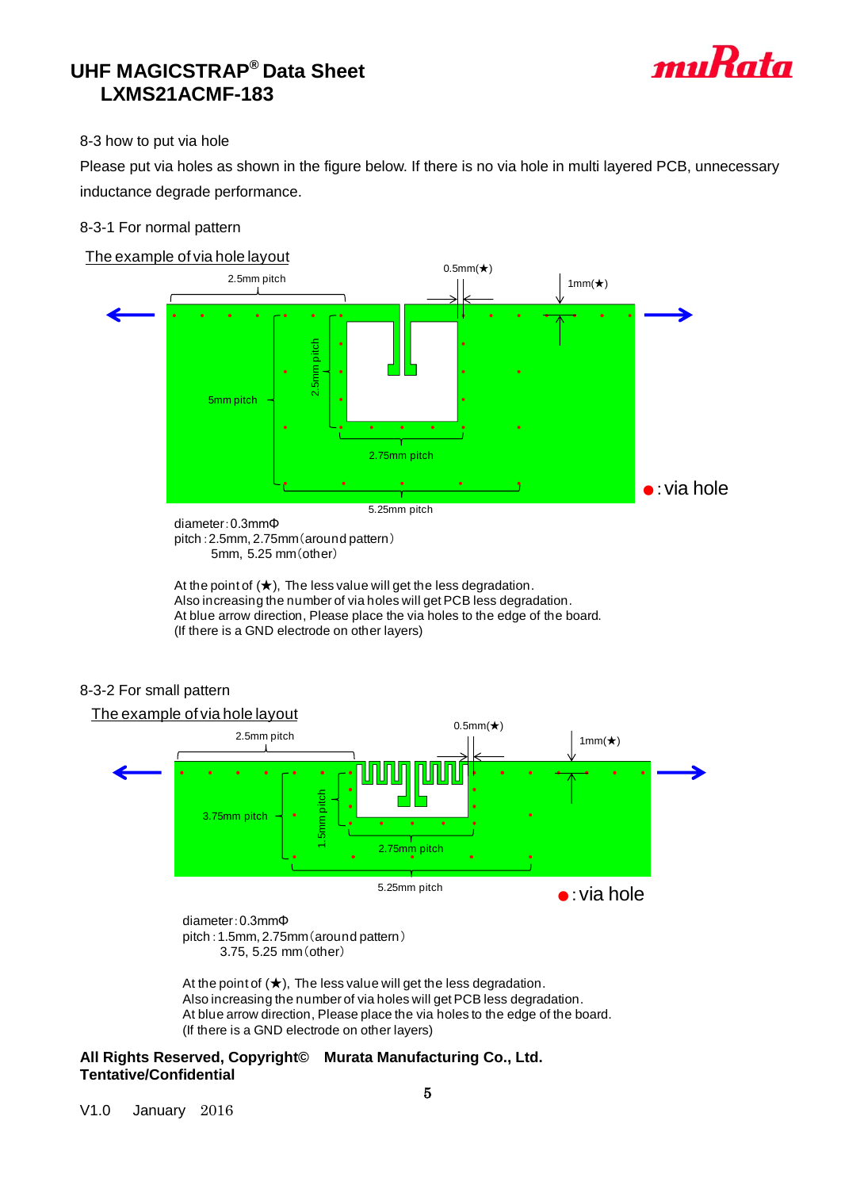8-3 how to put via hole

Please put via holes as shown in the figure below. If there is no via hole in multi layered PCB, unnecessary inductance degrade performance.

8-3-1 For normal pattern

The example of via hole layout

2.5mm pitch

0.5mm(★)

1mm(★)

2.5mm pitch

5mm pitch

2.75mm pitch

5.25mm pitch

●: via hole

diameter: 0.3mmΦ
pitch : 2.5mm, 2.75mm (around pattern)
5mm, 5.25 mm (other)

At the point of (★), The less value will get the less degradation.
Also increasing the number of via holes will get PCB less degradation.
At blue arrow direction, Please place the via holes to the edge of the board.
(If there is a GND electrode on other layers)

8-3-2 For small pattern

The example of via hole layout

2.5mm pitch

0.5mm(★)

1mm(★)

3.75mm pitch

1.5mm pitch

2.75mm pitch

5.25mm pitch

●: via hole

diameter: 0.3mmΦ
pitch : 1.5mm, 2.75mm (around pattern)
3.75, 5.25 mm (other)

At the point of (★), The less value will get the less degradation.
Also increasing the number of via holes will get PCB less degradation.
At blue arrow direction, Please place the via holes to the edge of the board.
(If there is a GND electrode on other layers)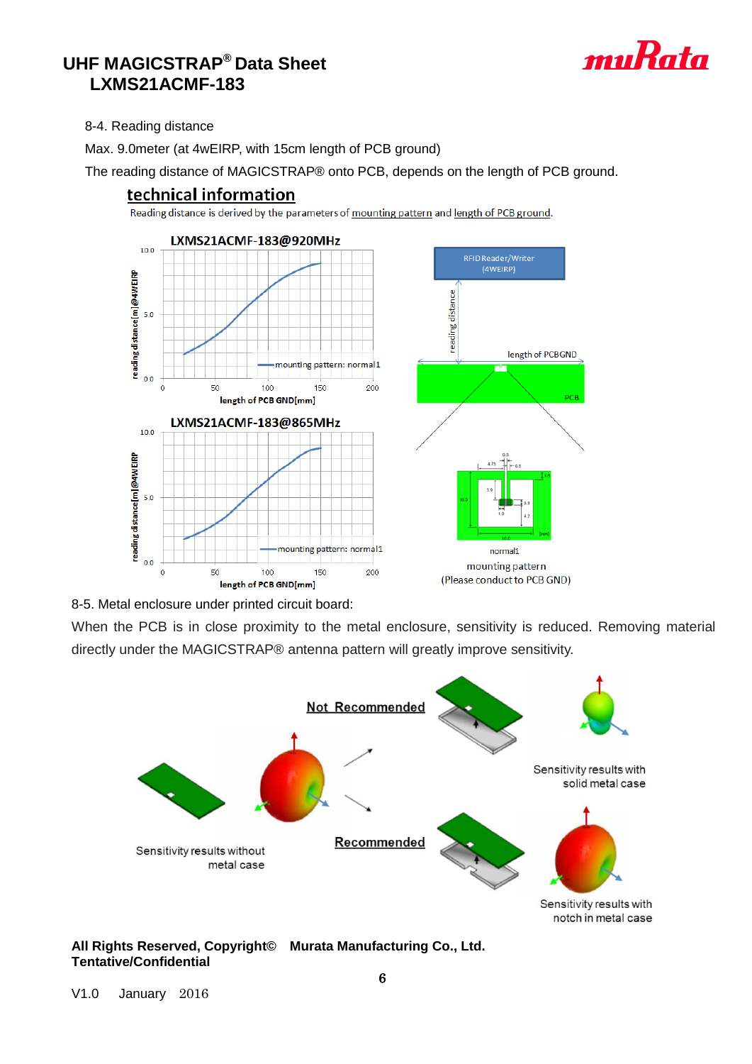8-4. Reading distance

Max. 9.0meter (at 4wEIRP, with 15cm length of PCB ground)

The reading distance of MAGICSTRAP® onto PCB, depends on the length of PCB ground.

**technical information**

Reading distance is derived by the parameters of mounting pattern and length of PCB ground.

LXMS21ACMF-183@920MHz

LXMS21ACMF-183@865MHz

normal1

mounting pattern

(Please conduct to PCB GND)

8-5. Metal enclosure under printed circuit board:

When the PCB is in close proximity to the metal enclosure, sensitivity is reduced. Removing material directly under the MAGICSTRAP® antenna pattern will greatly improve sensitivity.

**Not Recommended**

Sensitivity results with solid metal case

Sensitivity results without metal case

**Recommended**

Sensitivity results with notch in metal case

**All Rights Reserved, Copyright© Murata Manufacturing Co., Ltd.**
**Tentative/Confidential**

V1.0 January 2016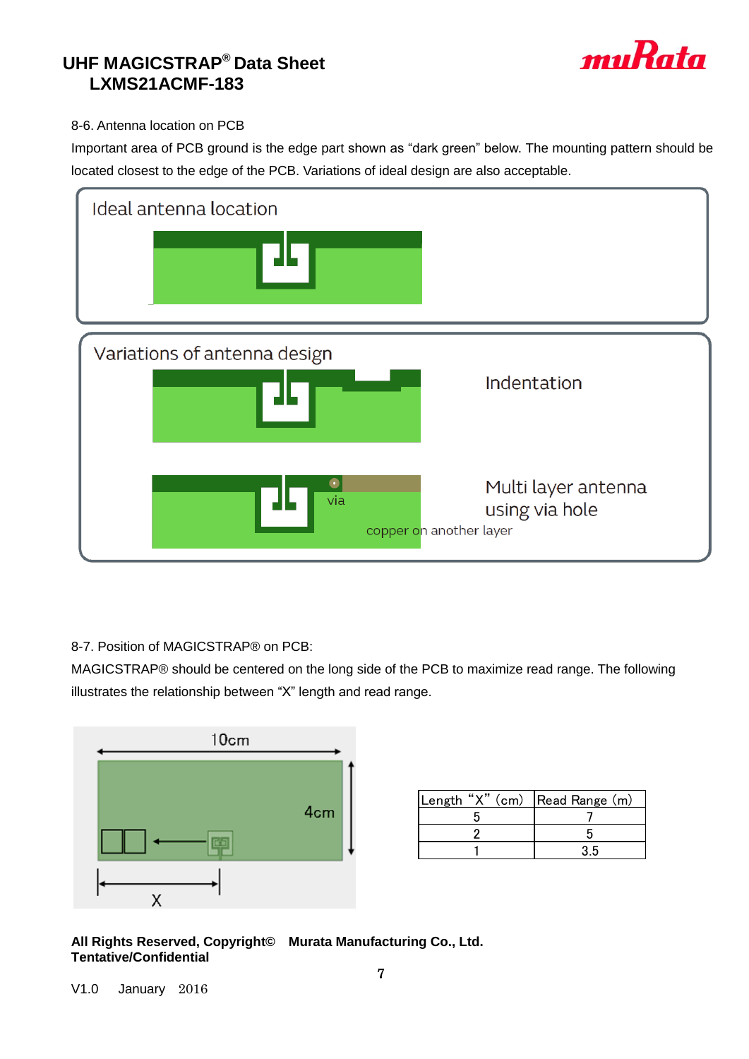8-6. Antenna location on PCB

Important area of PCB ground is the edge part shown as “dark green” below. The mounting pattern should be located closest to the edge of the PCB. Variations of ideal design are also acceptable.

Ideal antenna location

Variations of antenna design

Indentation

Multi layer antenna using via hole

via

copper on another layer

8-7. Position of MAGICSTRAP® on PCB:

MAGICSTRAP® should be centered on the long side of the PCB to maximize read range. The following illustrates the relationship between “X” length and read range.

10cm

4cm

X

| Length “X” (cm) | Read Range (m) |
| --- | --- |
| 5 | 7 |
| 2 | 5 |
| 1 | 3.5 |

**All Rights Reserved, Copyright© Murata Manufacturing Co., Ltd.**
**Tentative/Confidential**

V1.0 January 2016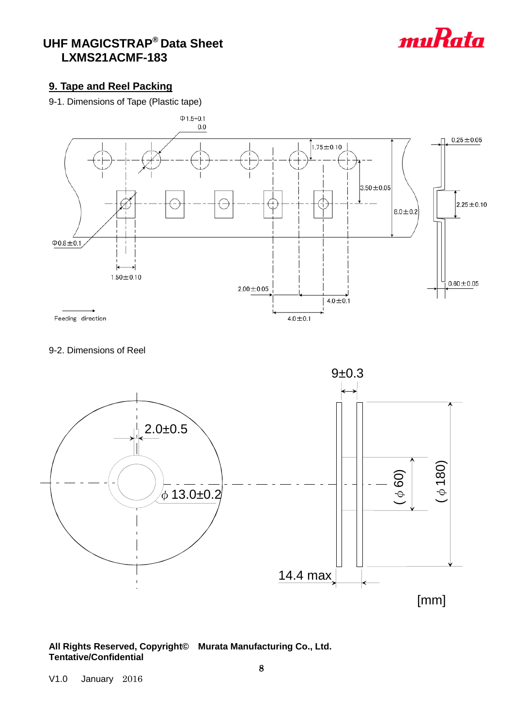## 9. Tape and Reel Packing

9-1. Dimensions of Tape (Plastic tape)

Φ1.5+0.1 / 0.0

1.75±0.10

0.25±0.05

3.50±0.05

2.25±0.10

8.0±0.2

Φ0.8±0.1

1.50±0.10

0.60±0.05

2.00±0.05

4.0±0.1

4.0±0.1

Feeding direction

9-2. Dimensions of Reel

9±0.3

2.0±0.5

$\phi$ 13.0±0.2

($\phi$ 60)

($\phi$ 180)

14.4 max

[mm]

**All Rights Reserved, Copyright© Murata Manufacturing Co., Ltd.**
**Tentative/Confidential**

V1.0 January 2016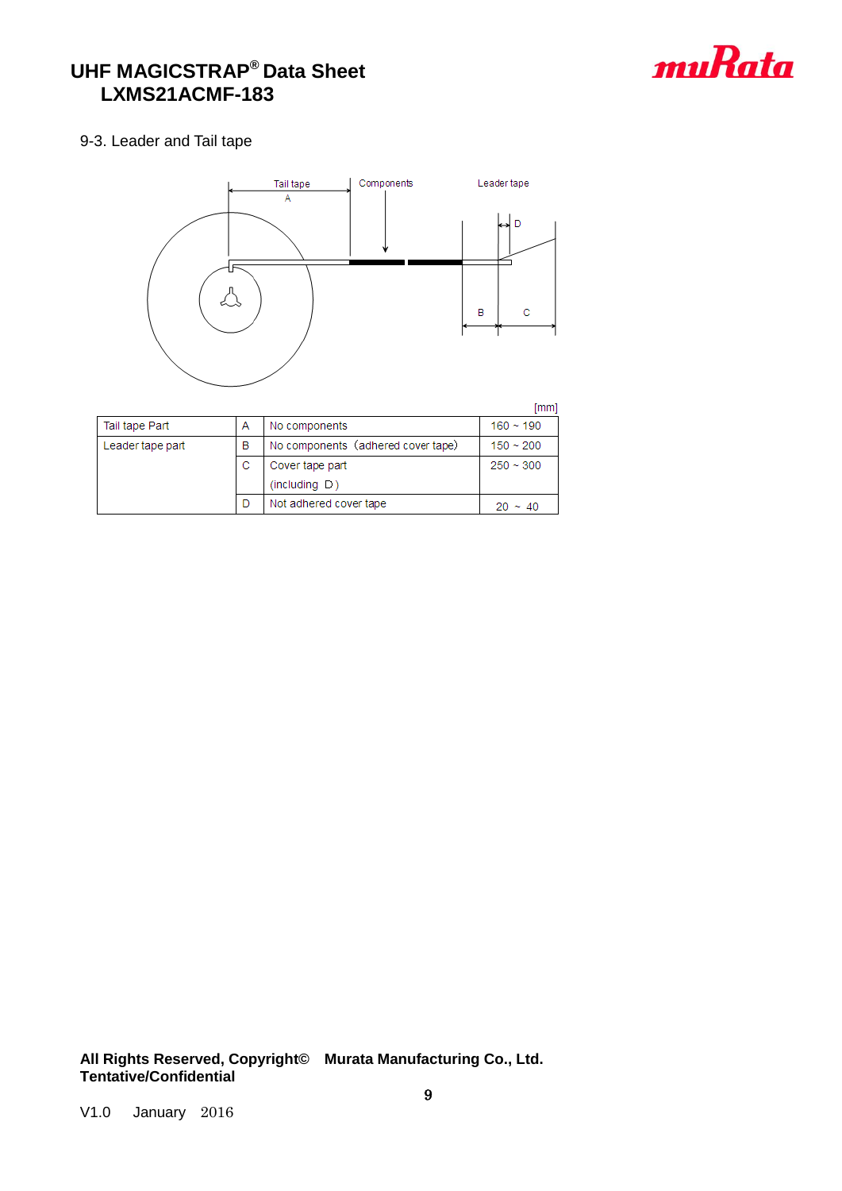9-3. Leader and Tail tape

[mm]

| Tail tape Part | A | No components | 160 ~ 190 |
|---|---|---|---|
| Leader tape part | B | No components（adhered cover tape） | 150 ~ 200 |
| | C | Cover tape part (including D) | 250 ~ 300 |
| | D | Not adhered cover tape | 20 ~ 40 |

**All Rights Reserved, Copyright© Murata Manufacturing Co., Ltd.**
**Tentative/Confidential**

V1.0 January 2016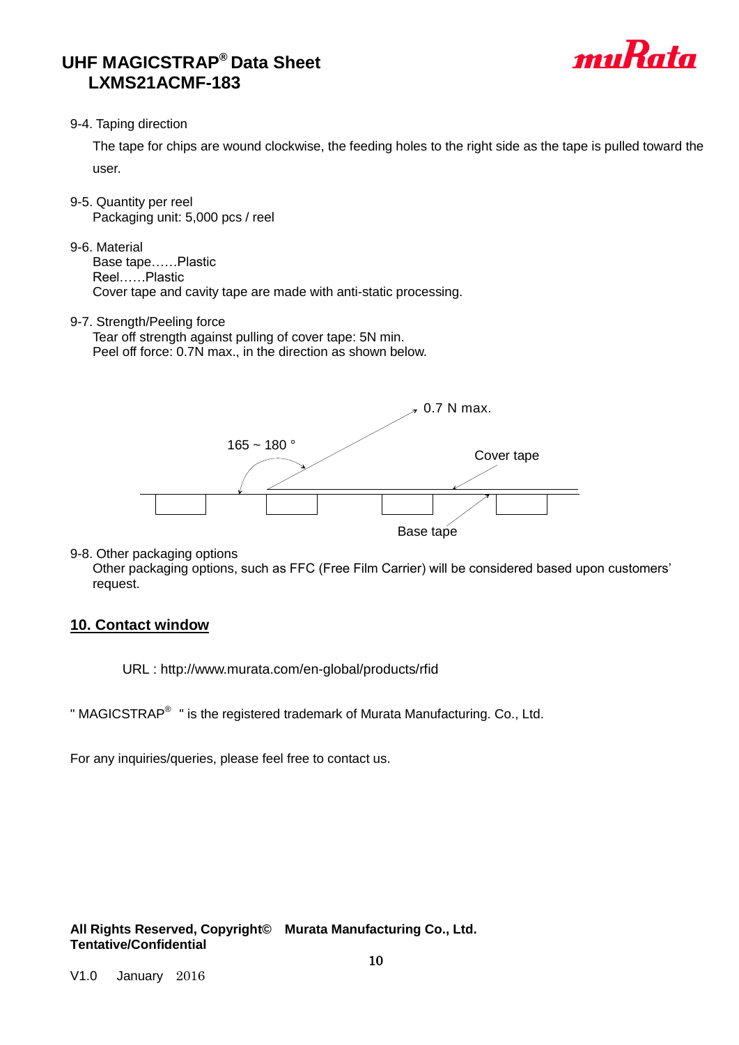9-4. Taping direction

The tape for chips are wound clockwise, the feeding holes to the right side as the tape is pulled toward the user.

9-5. Quantity per reel

Packaging unit: 5,000 pcs / reel

9-6. Material

Base tape……Plastic

Reel……Plastic

Cover tape and cavity tape are made with anti-static processing.

9-7. Strength/Peeling force

Tear off strength against pulling of cover tape: 5N min.

Peel off force: 0.7N max., in the direction as shown below.

0.7 N max.

165 ~ 180 °

Cover tape

Base tape

9-8. Other packaging options

Other packaging options, such as FFC (Free Film Carrier) will be considered based upon customers' request.

## 10. Contact window

URL : http://www.murata.com/en-global/products/rfid

" MAGICSTRAP® " is the registered trademark of Murata Manufacturing. Co., Ltd.

For any inquiries/queries, please feel free to contact us.

**All Rights Reserved, Copyright© Murata Manufacturing Co., Ltd.**
**Tentative/Confidential**

V1.0 January 2016